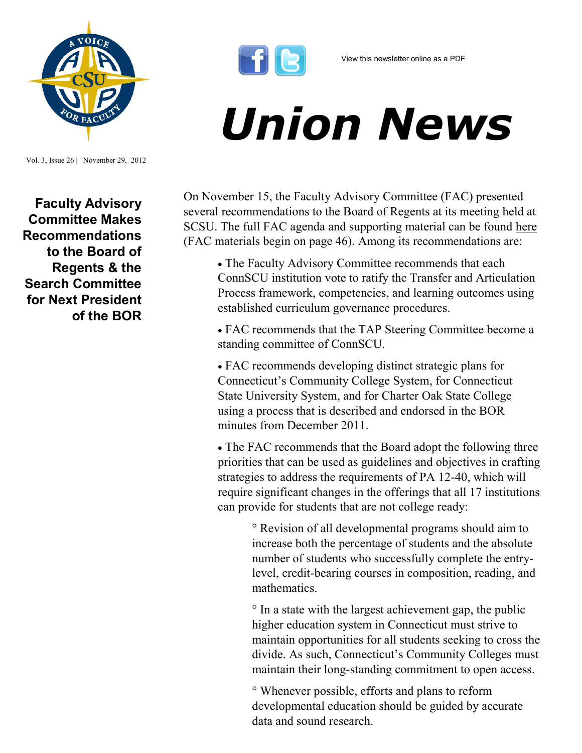View this newsletter online as a PDF

# Union News

Vol. 3, Issue 26 | November 29, 2012

## Faculty Advisory Committee Makes Recommendations to the Board of Regents & the Search Committee for Next President of the BOR

On November 15, the Faculty Advisory Committee (FAC) presented several recommendations to the Board of Regents at its meeting held at SCSU. The full FAC agenda and supporting material can be found here (FAC materials begin on page 46). Among its recommendations are:

- The Faculty Advisory Committee recommends that each ConnSCU institution vote to ratify the Transfer and Articulation Process framework, competencies, and learning outcomes using established curriculum governance procedures.
- FAC recommends that the TAP Steering Committee become a standing committee of ConnSCU.
- FAC recommends developing distinct strategic plans for Connecticut's Community College System, for Connecticut State University System, and for Charter Oak State College using a process that is described and endorsed in the BOR minutes from December 2011.
- The FAC recommends that the Board adopt the following three priorities that can be used as guidelines and objectives in crafting strategies to address the requirements of PA 12-40, which will require significant changes in the offerings that all 17 institutions can provide for students that are not college ready:
  - Revision of all developmental programs should aim to increase both the percentage of students and the absolute number of students who successfully complete the entry-level, credit-bearing courses in composition, reading, and mathematics.
  - In a state with the largest achievement gap, the public higher education system in Connecticut must strive to maintain opportunities for all students seeking to cross the divide. As such, Connecticut's Community Colleges must maintain their long-standing commitment to open access.
  - Whenever possible, efforts and plans to reform developmental education should be guided by accurate data and sound research.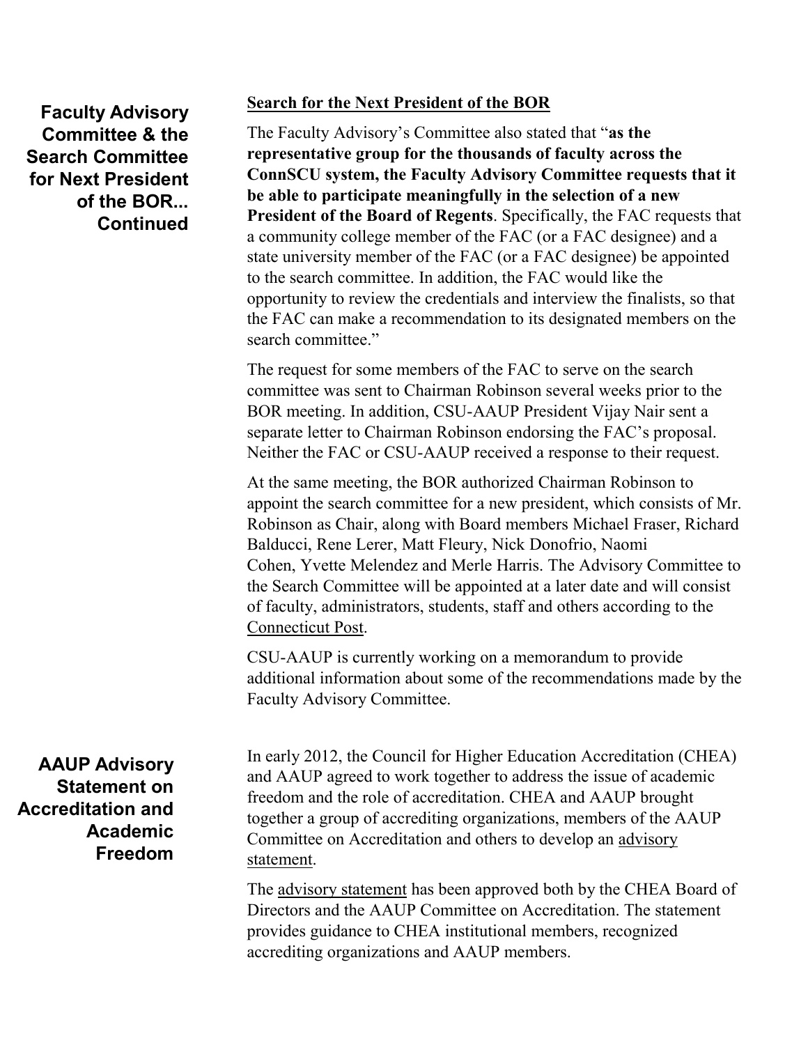## Faculty Advisory Committee & the Search Committee for Next President of the BOR... Continued

**Search for the Next President of the BOR**

The Faculty Advisory's Committee also stated that "**as the representative group for the thousands of faculty across the ConnSCU system, the Faculty Advisory Committee requests that it be able to participate meaningfully in the selection of a new President of the Board of Regents**. Specifically, the FAC requests that a community college member of the FAC (or a FAC designee) and a state university member of the FAC (or a FAC designee) be appointed to the search committee. In addition, the FAC would like the opportunity to review the credentials and interview the finalists, so that the FAC can make a recommendation to its designated members on the search committee."

The request for some members of the FAC to serve on the search committee was sent to Chairman Robinson several weeks prior to the BOR meeting. In addition, CSU-AAUP President Vijay Nair sent a separate letter to Chairman Robinson endorsing the FAC's proposal. Neither the FAC or CSU-AAUP received a response to their request.

At the same meeting, the BOR authorized Chairman Robinson to appoint the search committee for a new president, which consists of Mr. Robinson as Chair, along with Board members Michael Fraser, Richard Balducci, Rene Lerer, Matt Fleury, Nick Donofrio, Naomi Cohen, Yvette Melendez and Merle Harris. The Advisory Committee to the Search Committee will be appointed at a later date and will consist of faculty, administrators, students, staff and others according to the Connecticut Post.

CSU-AAUP is currently working on a memorandum to provide additional information about some of the recommendations made by the Faculty Advisory Committee.

## AAUP Advisory Statement on Accreditation and Academic Freedom

In early 2012, the Council for Higher Education Accreditation (CHEA) and AAUP agreed to work together to address the issue of academic freedom and the role of accreditation. CHEA and AAUP brought together a group of accrediting organizations, members of the AAUP Committee on Accreditation and others to develop an advisory statement.

The advisory statement has been approved both by the CHEA Board of Directors and the AAUP Committee on Accreditation. The statement provides guidance to CHEA institutional members, recognized accrediting organizations and AAUP members.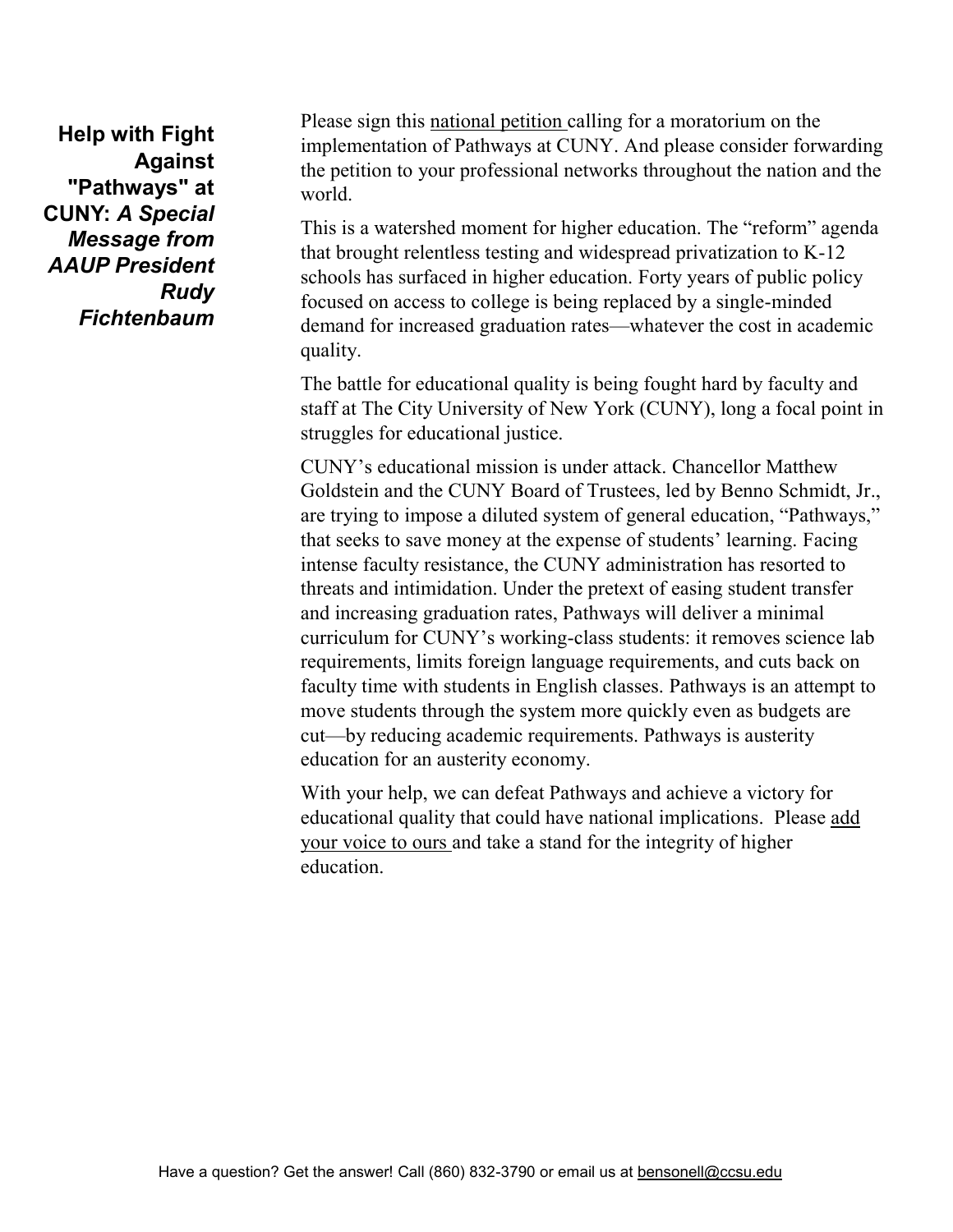## **Help with Fight Against "Pathways" at CUNY:** ***A Special Message from AAUP President Rudy Fichtenbaum***

Please sign this national petition calling for a moratorium on the implementation of Pathways at CUNY. And please consider forwarding the petition to your professional networks throughout the nation and the world.

This is a watershed moment for higher education. The "reform" agenda that brought relentless testing and widespread privatization to K-12 schools has surfaced in higher education. Forty years of public policy focused on access to college is being replaced by a single-minded demand for increased graduation rates—whatever the cost in academic quality.

The battle for educational quality is being fought hard by faculty and staff at The City University of New York (CUNY), long a focal point in struggles for educational justice.

CUNY's educational mission is under attack. Chancellor Matthew Goldstein and the CUNY Board of Trustees, led by Benno Schmidt, Jr., are trying to impose a diluted system of general education, "Pathways," that seeks to save money at the expense of students' learning. Facing intense faculty resistance, the CUNY administration has resorted to threats and intimidation. Under the pretext of easing student transfer and increasing graduation rates, Pathways will deliver a minimal curriculum for CUNY's working-class students: it removes science lab requirements, limits foreign language requirements, and cuts back on faculty time with students in English classes. Pathways is an attempt to move students through the system more quickly even as budgets are cut—by reducing academic requirements. Pathways is austerity education for an austerity economy.

With your help, we can defeat Pathways and achieve a victory for educational quality that could have national implications. Please add your voice to ours and take a stand for the integrity of higher education.

Have a question? Get the answer! Call (860) 832-3790 or email us at bensonell@ccsu.edu